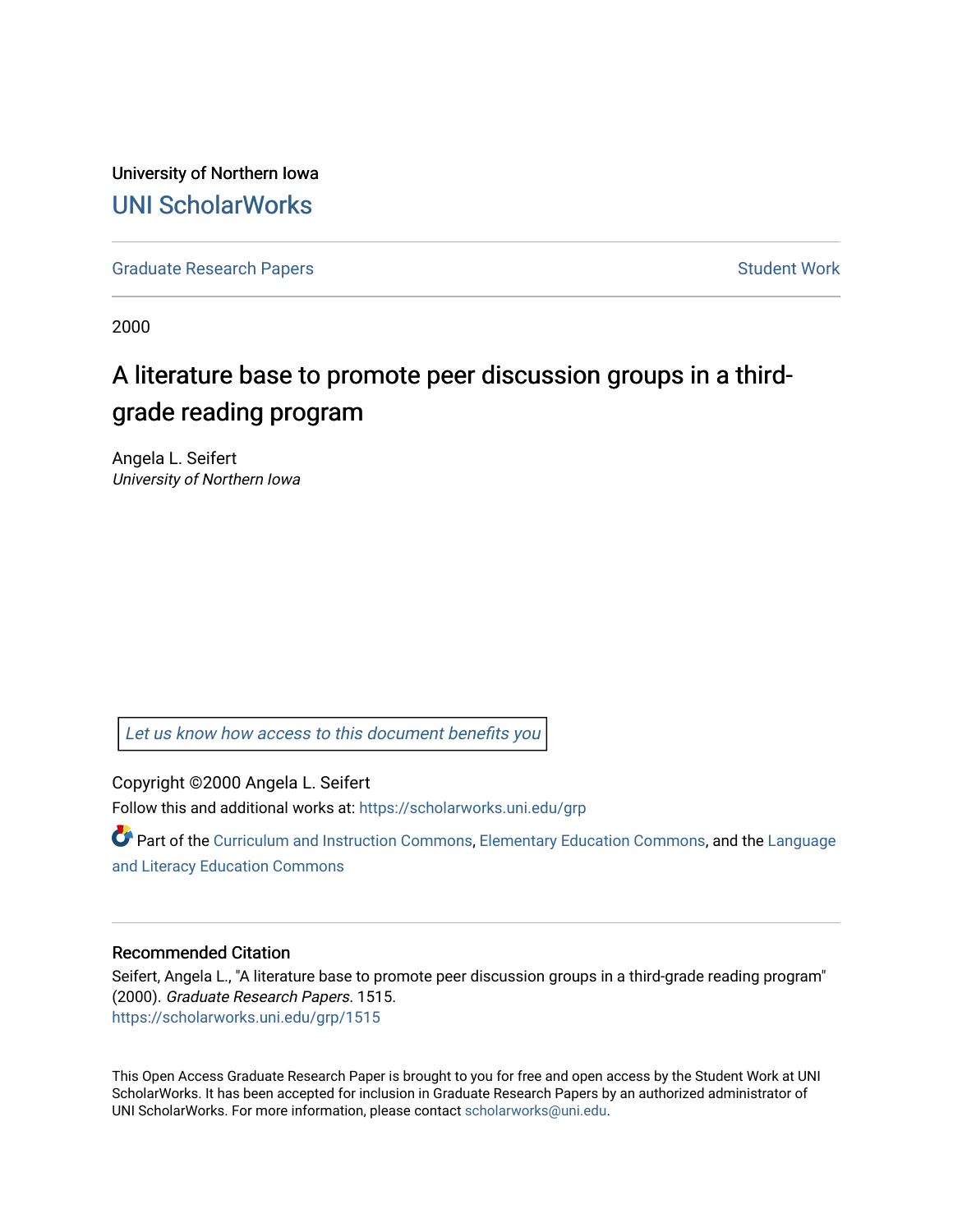University of Northern Iowa

# UNI ScholarWorks

Graduate Research Papers

Student Work

2000

# A literature base to promote peer discussion groups in a third-grade reading program

Angela L. Seifert
*University of Northern Iowa*

*Let us know how access to this document benefits you*

Copyright ©2000 Angela L. Seifert

Follow this and additional works at: https://scholarworks.uni.edu/grp

Part of the Curriculum and Instruction Commons, Elementary Education Commons, and the Language and Literacy Education Commons

## Recommended Citation

Seifert, Angela L., "A literature base to promote peer discussion groups in a third-grade reading program" (2000). *Graduate Research Papers*. 1515.
https://scholarworks.uni.edu/grp/1515

This Open Access Graduate Research Paper is brought to you for free and open access by the Student Work at UNI ScholarWorks. It has been accepted for inclusion in Graduate Research Papers by an authorized administrator of UNI ScholarWorks. For more information, please contact scholarworks@uni.edu.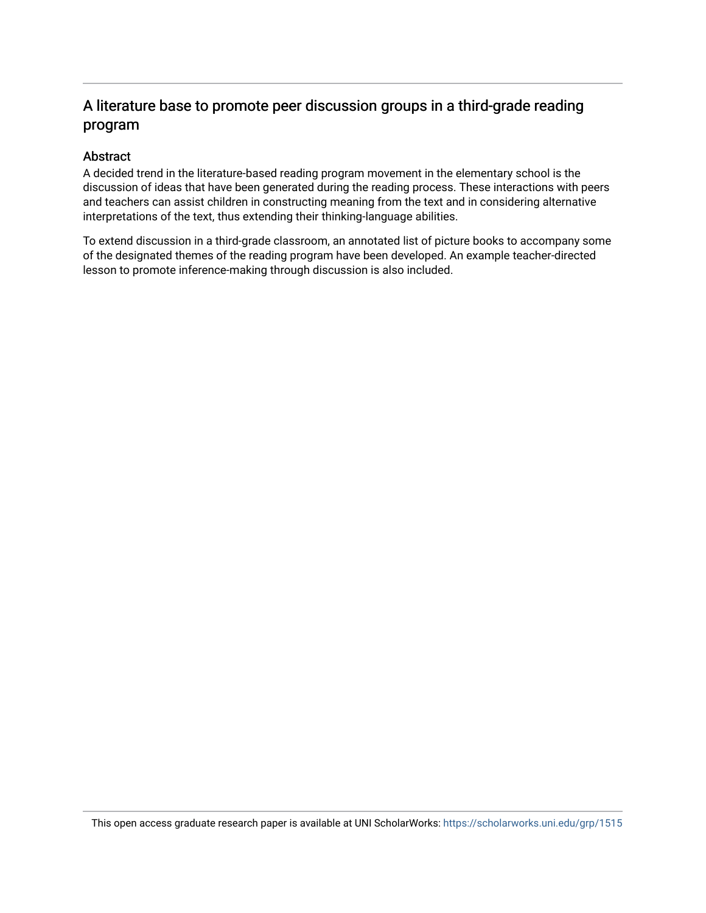## A literature base to promote peer discussion groups in a third-grade reading program

### Abstract

A decided trend in the literature-based reading program movement in the elementary school is the discussion of ideas that have been generated during the reading process. These interactions with peers and teachers can assist children in constructing meaning from the text and in considering alternative interpretations of the text, thus extending their thinking-language abilities.

To extend discussion in a third-grade classroom, an annotated list of picture books to accompany some of the designated themes of the reading program have been developed. An example teacher-directed lesson to promote inference-making through discussion is also included.

This open access graduate research paper is available at UNI ScholarWorks: https://scholarworks.uni.edu/grp/1515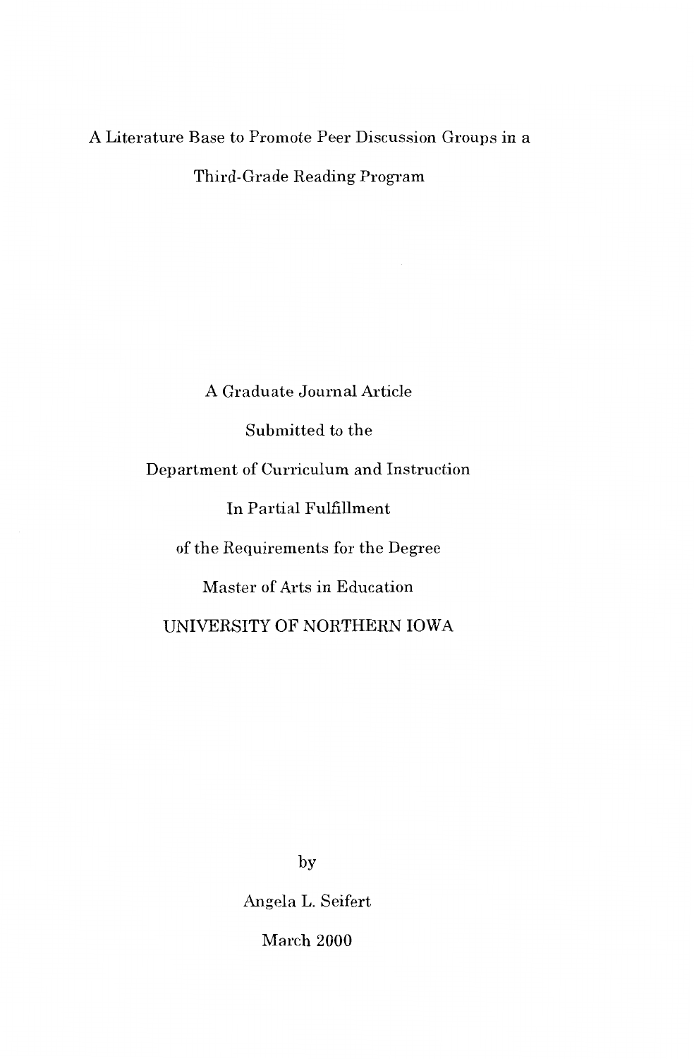# A Literature Base to Promote Peer Discussion Groups in a Third-Grade Reading Program

A Graduate Journal Article

Submitted to the

Department of Curriculum and Instruction

In Partial Fulfillment

of the Requirements for the Degree

Master of Arts in Education

UNIVERSITY OF NORTHERN IOWA

by

Angela L. Seifert

March 2000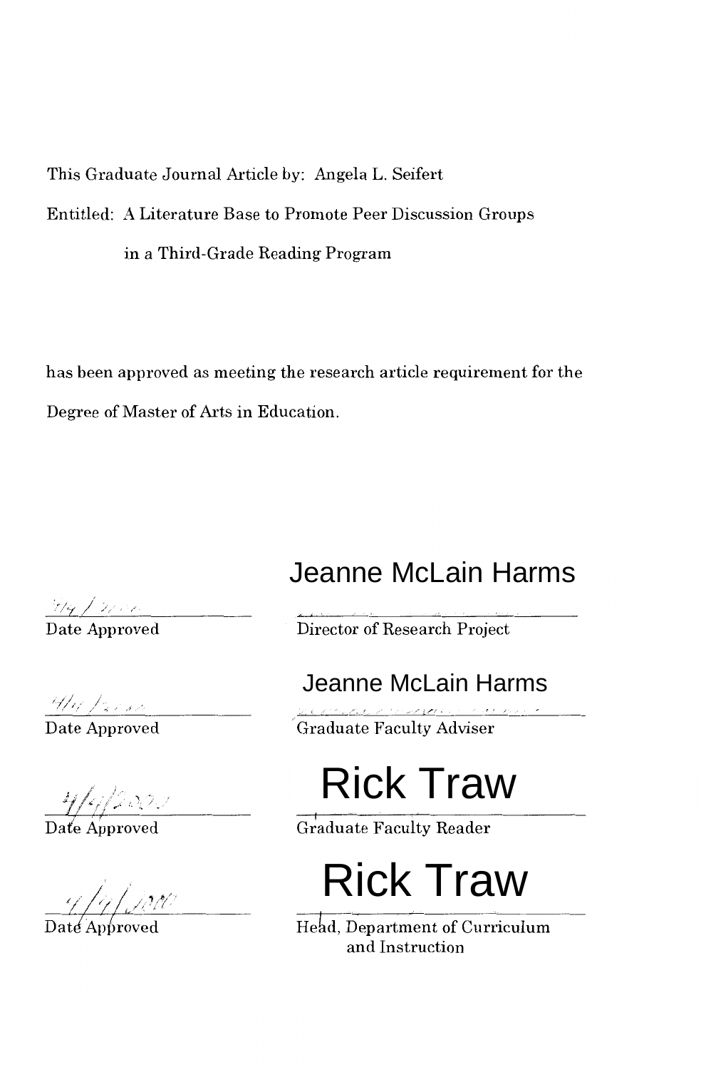This Graduate Journal Article by: Angela L. Seifert

Entitled: A Literature Base to Promote Peer Discussion Groups in a Third-Grade Reading Program

has been approved as meeting the research article requirement for the Degree of Master of Arts in Education.

| | |
|---|---|
| Date Approved | Jeanne McLain Harms<br>Director of Research Project |
| Date Approved | Jeanne McLain Harms<br>Graduate Faculty Adviser |
| Date Approved | Rick Traw<br>Graduate Faculty Reader |
| Date Approved | Rick Traw<br>Head, Department of Curriculum and Instruction |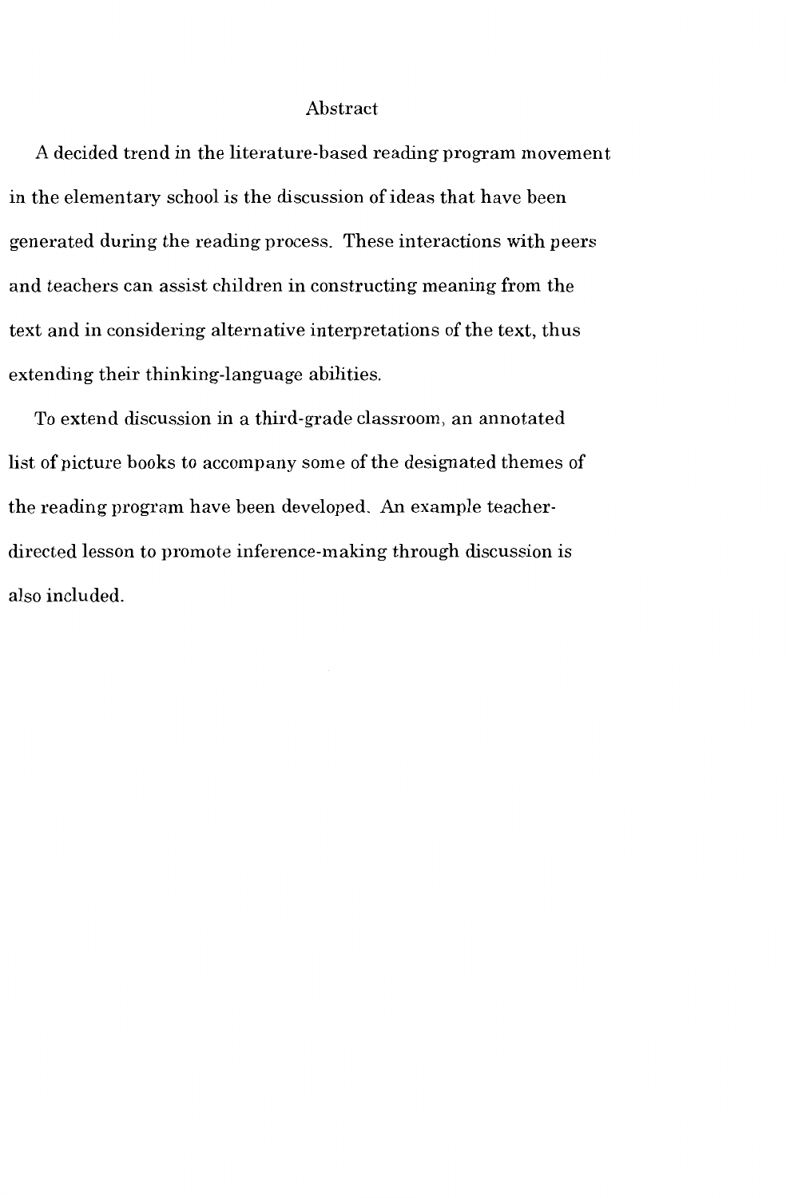# Abstract

A decided trend in the literature-based reading program movement in the elementary school is the discussion of ideas that have been generated during the reading process. These interactions with peers and teachers can assist children in constructing meaning from the text and in considering alternative interpretations of the text, thus extending their thinking-language abilities.

To extend discussion in a third-grade classroom, an annotated list of picture books to accompany some of the designated themes of the reading program have been developed. An example teacher-directed lesson to promote inference-making through discussion is also included.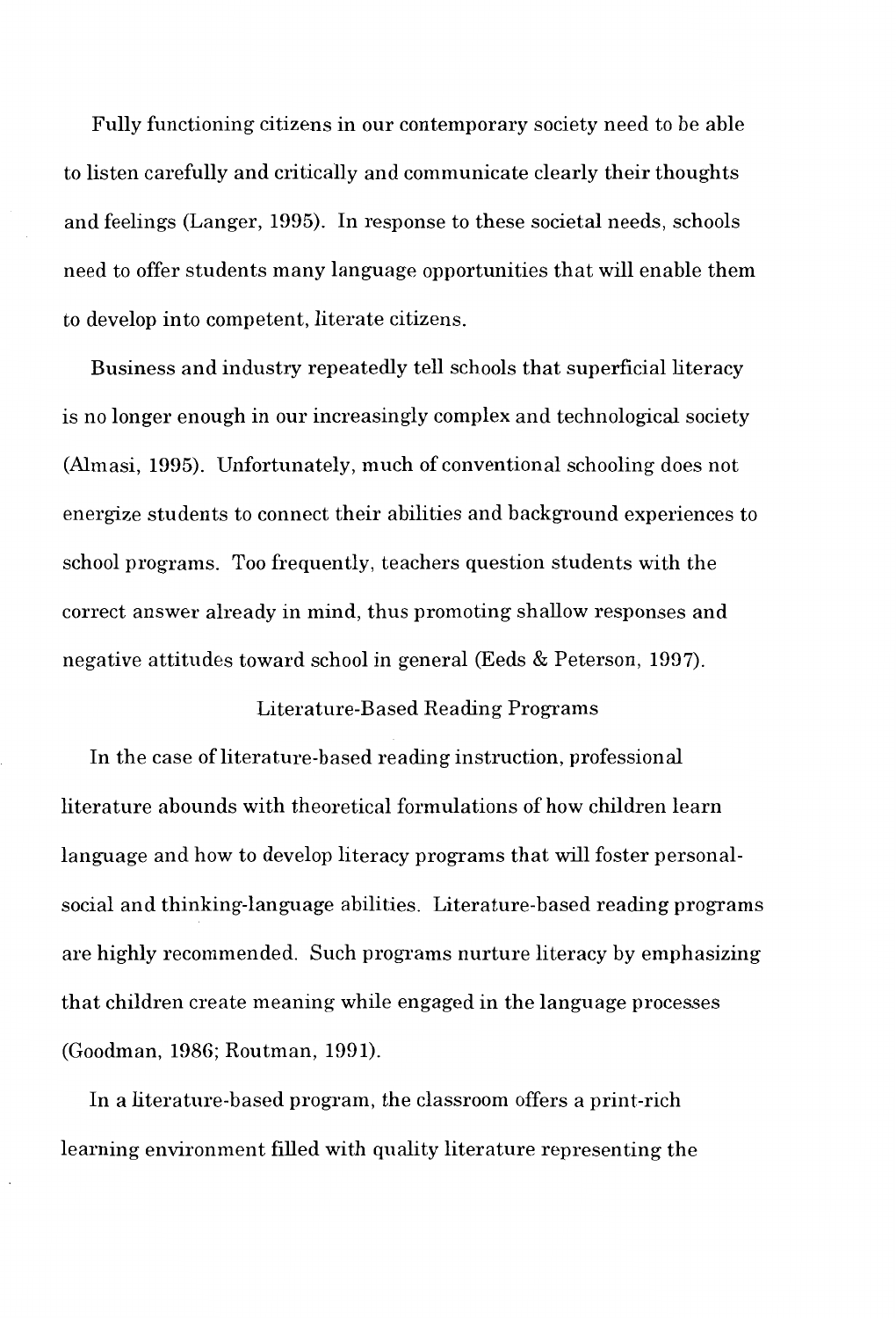Fully functioning citizens in our contemporary society need to be able to listen carefully and critically and communicate clearly their thoughts and feelings (Langer, 1995). In response to these societal needs, schools need to offer students many language opportunities that will enable them to develop into competent, literate citizens.

Business and industry repeatedly tell schools that superficial literacy is no longer enough in our increasingly complex and technological society (Almasi, 1995). Unfortunately, much of conventional schooling does not energize students to connect their abilities and background experiences to school programs. Too frequently, teachers question students with the correct answer already in mind, thus promoting shallow responses and negative attitudes toward school in general (Eeds & Peterson, 1997).

## Literature-Based Reading Programs

In the case of literature-based reading instruction, professional literature abounds with theoretical formulations of how children learn language and how to develop literacy programs that will foster personal-social and thinking-language abilities. Literature-based reading programs are highly recommended. Such programs nurture literacy by emphasizing that children create meaning while engaged in the language processes (Goodman, 1986; Routman, 1991).

In a literature-based program, the classroom offers a print-rich learning environment filled with quality literature representing the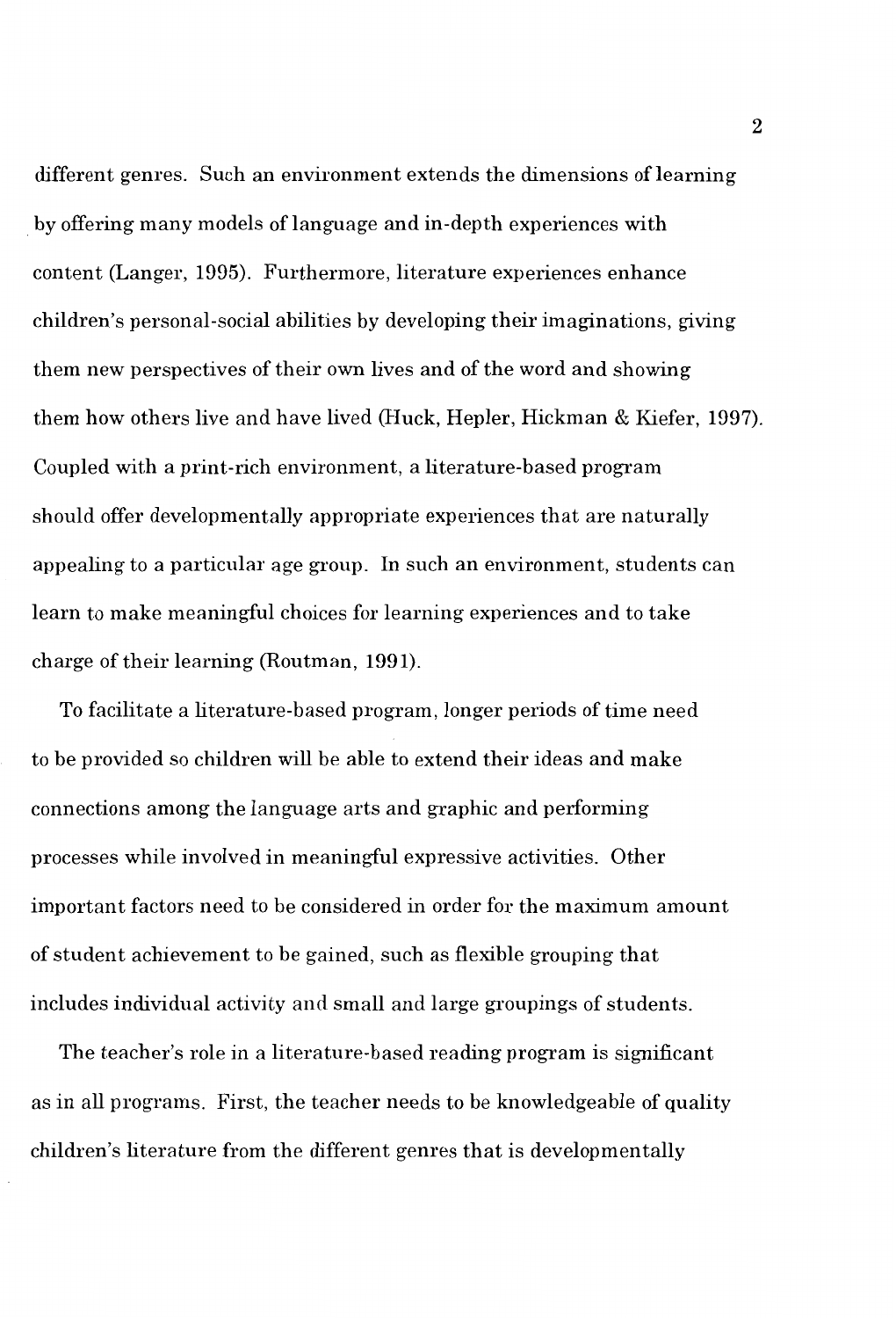different genres. Such an environment extends the dimensions of learning by offering many models of language and in-depth experiences with content (Langer, 1995). Furthermore, literature experiences enhance children's personal-social abilities by developing their imaginations, giving them new perspectives of their own lives and of the word and showing them how others live and have lived (Huck, Hepler, Hickman & Kiefer, 1997). Coupled with a print-rich environment, a literature-based program should offer developmentally appropriate experiences that are naturally appealing to a particular age group. In such an environment, students can learn to make meaningful choices for learning experiences and to take charge of their learning (Routman, 1991).

To facilitate a literature-based program, longer periods of time need to be provided so children will be able to extend their ideas and make connections among the language arts and graphic and performing processes while involved in meaningful expressive activities. Other important factors need to be considered in order for the maximum amount of student achievement to be gained, such as flexible grouping that includes individual activity and small and large groupings of students.

The teacher's role in a literature-based reading program is significant as in all programs. First, the teacher needs to be knowledgeable of quality children's literature from the different genres that is developmentally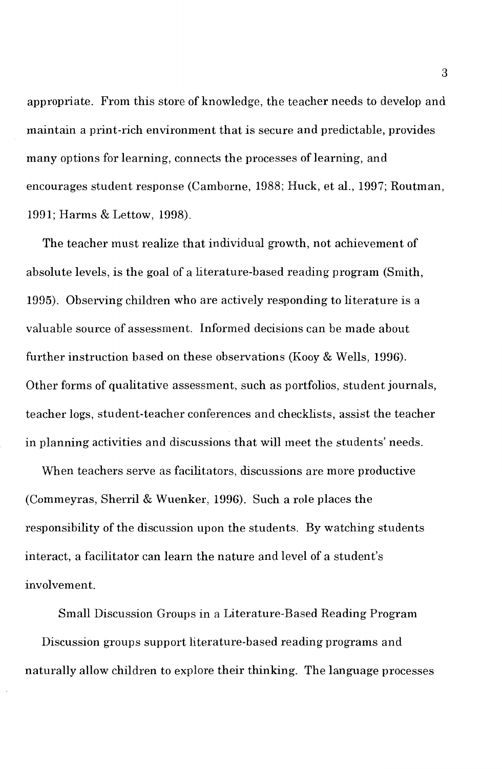appropriate. From this store of knowledge, the teacher needs to develop and maintain a print-rich environment that is secure and predictable, provides many options for learning, connects the processes of learning, and encourages student response (Camborne, 1988; Huck, et al., 1997; Routman, 1991; Harms & Lettow, 1998).

The teacher must realize that individual growth, not achievement of absolute levels, is the goal of a literature-based reading program (Smith, 1995). Observing children who are actively responding to literature is a valuable source of assessment. Informed decisions can be made about further instruction based on these observations (Kooy & Wells, 1996). Other forms of qualitative assessment, such as portfolios, student journals, teacher logs, student-teacher conferences and checklists, assist the teacher in planning activities and discussions that will meet the students' needs.

When teachers serve as facilitators, discussions are more productive (Commeyras, Sherril & Wuenker, 1996). Such a role places the responsibility of the discussion upon the students. By watching students interact, a facilitator can learn the nature and level of a student's involvement.

## Small Discussion Groups in a Literature-Based Reading Program

Discussion groups support literature-based reading programs and naturally allow children to explore their thinking. The language processes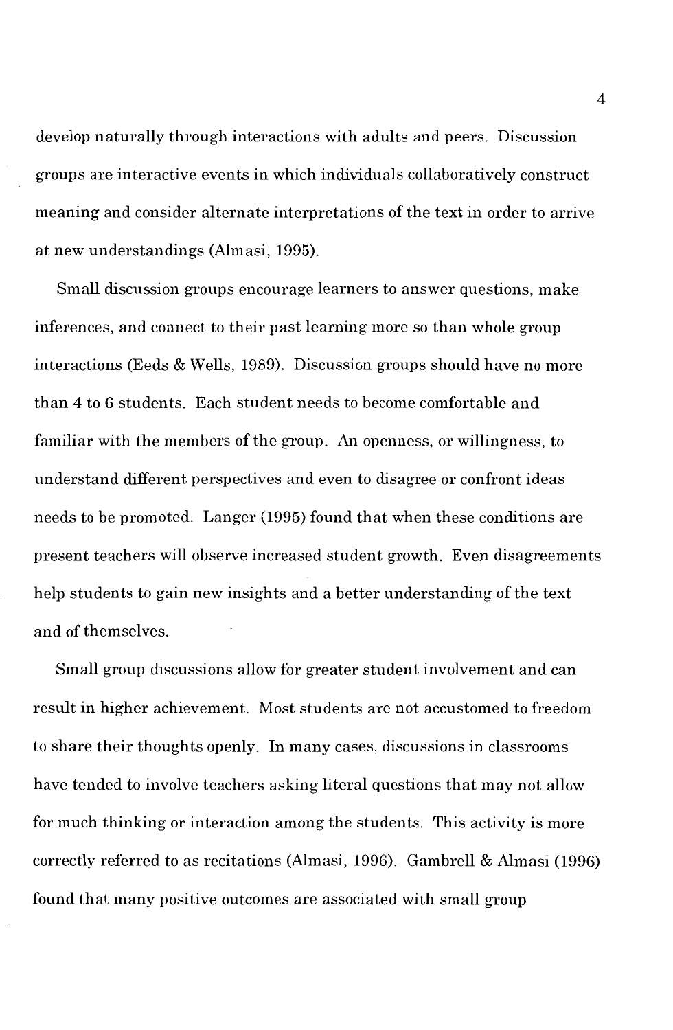develop naturally through interactions with adults and peers. Discussion groups are interactive events in which individuals collaboratively construct meaning and consider alternate interpretations of the text in order to arrive at new understandings (Almasi, 1995).

Small discussion groups encourage learners to answer questions, make inferences, and connect to their past learning more so than whole group interactions (Eeds & Wells, 1989). Discussion groups should have no more than 4 to 6 students. Each student needs to become comfortable and familiar with the members of the group. An openness, or willingness, to understand different perspectives and even to disagree or confront ideas needs to be promoted. Langer (1995) found that when these conditions are present teachers will observe increased student growth. Even disagreements help students to gain new insights and a better understanding of the text and of themselves.

Small group discussions allow for greater student involvement and can result in higher achievement. Most students are not accustomed to freedom to share their thoughts openly. In many cases, discussions in classrooms have tended to involve teachers asking literal questions that may not allow for much thinking or interaction among the students. This activity is more correctly referred to as recitations (Almasi, 1996). Gambrell & Almasi (1996) found that many positive outcomes are associated with small group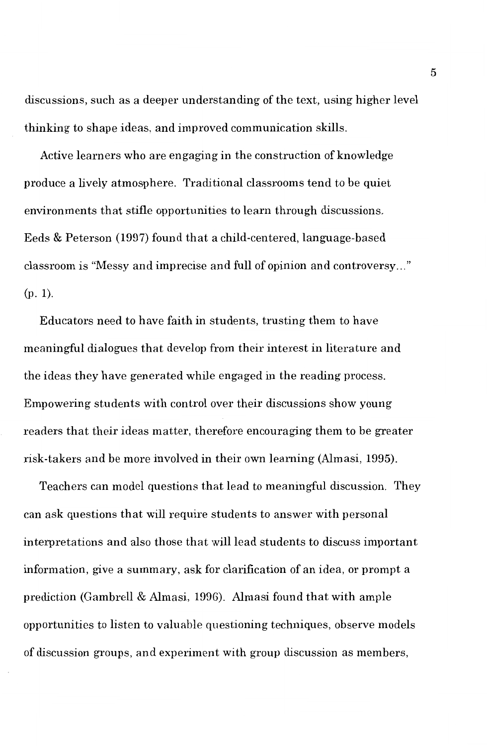discussions, such as a deeper understanding of the text, using higher level thinking to shape ideas, and improved communication skills.

Active learners who are engaging in the construction of knowledge produce a lively atmosphere. Traditional classrooms tend to be quiet environments that stifle opportunities to learn through discussions. Eeds & Peterson (1997) found that a child-centered, language-based classroom is "Messy and imprecise and full of opinion and controversy..." (p. 1).

Educators need to have faith in students, trusting them to have meaningful dialogues that develop from their interest in literature and the ideas they have generated while engaged in the reading process. Empowering students with control over their discussions show young readers that their ideas matter, therefore encouraging them to be greater risk-takers and be more involved in their own learning (Almasi, 1995).

Teachers can model questions that lead to meaningful discussion. They can ask questions that will require students to answer with personal interpretations and also those that will lead students to discuss important information, give a summary, ask for clarification of an idea, or prompt a prediction (Gambrell & Almasi, 1996). Almasi found that with ample opportunities to listen to valuable questioning techniques, observe models of discussion groups, and experiment with group discussion as members,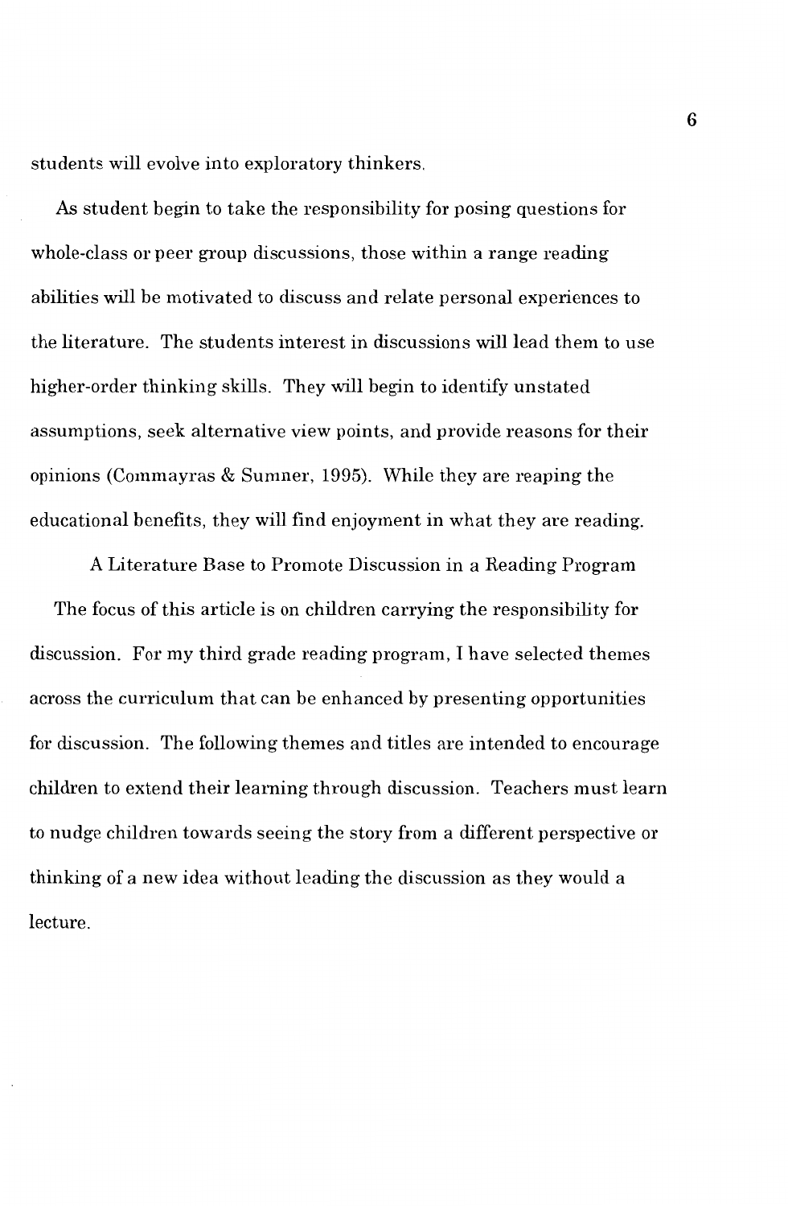students will evolve into exploratory thinkers.

As student begin to take the responsibility for posing questions for whole-class or peer group discussions, those within a range reading abilities will be motivated to discuss and relate personal experiences to the literature. The students interest in discussions will lead them to use higher-order thinking skills. They will begin to identify unstated assumptions, seek alternative view points, and provide reasons for their opinions (Commayras & Sumner, 1995). While they are reaping the educational benefits, they will find enjoyment in what they are reading.

## A Literature Base to Promote Discussion in a Reading Program

The focus of this article is on children carrying the responsibility for discussion. For my third grade reading program, I have selected themes across the curriculum that can be enhanced by presenting opportunities for discussion. The following themes and titles are intended to encourage children to extend their learning through discussion. Teachers must learn to nudge children towards seeing the story from a different perspective or thinking of a new idea without leading the discussion as they would a lecture.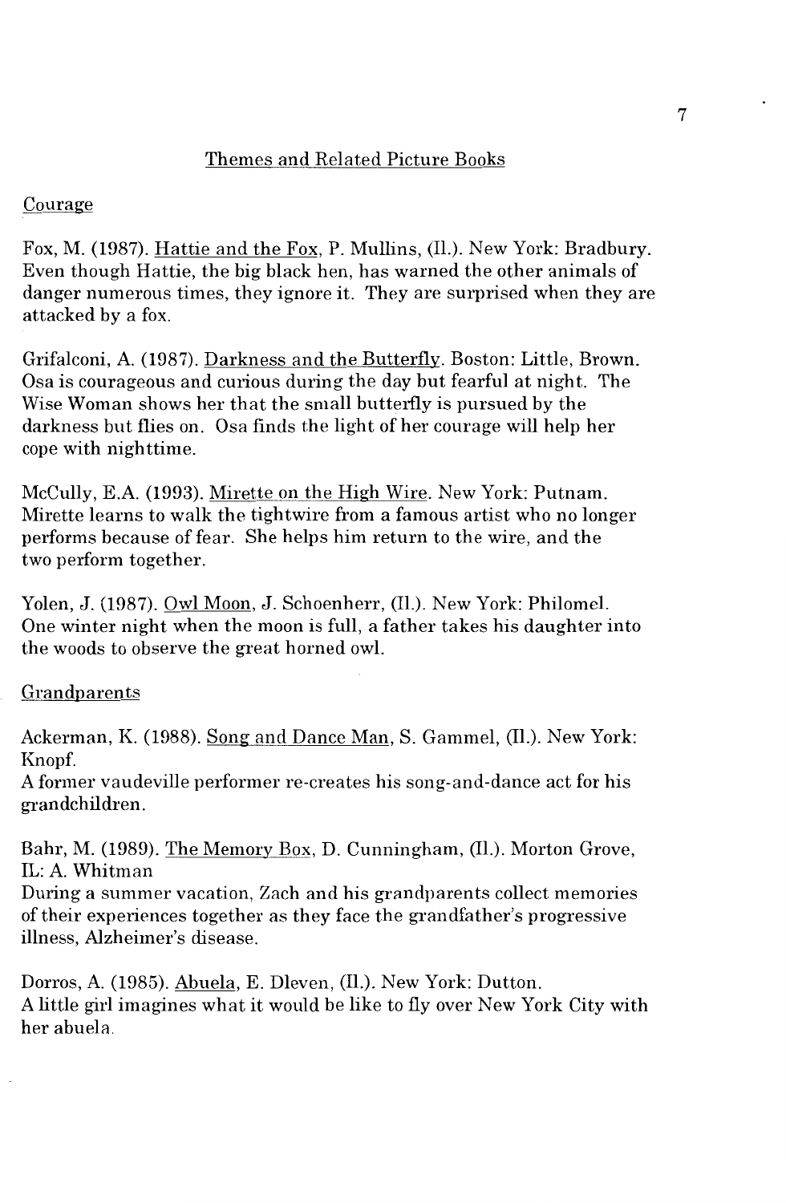## Themes and Related Picture Books

### Courage

Fox, M. (1987). Hattie and the Fox, P. Mullins, (Il.). New York: Bradbury. Even though Hattie, the big black hen, has warned the other animals of danger numerous times, they ignore it. They are surprised when they are attacked by a fox.

Grifalconi, A. (1987). Darkness and the Butterfly. Boston: Little, Brown. Osa is courageous and curious during the day but fearful at night. The Wise Woman shows her that the small butterfly is pursued by the darkness but flies on. Osa finds the light of her courage will help her cope with nighttime.

McCully, E.A. (1993). Mirette on the High Wire. New York: Putnam. Mirette learns to walk the tightwire from a famous artist who no longer performs because of fear. She helps him return to the wire, and the two perform together.

Yolen, J. (1987). Owl Moon, J. Schoenherr, (Il.). New York: Philomel. One winter night when the moon is full, a father takes his daughter into the woods to observe the great horned owl.

### Grandparents

Ackerman, K. (1988). Song and Dance Man, S. Gammel, (Il.). New York: Knopf.
A former vaudeville performer re-creates his song-and-dance act for his grandchildren.

Bahr, M. (1989). The Memory Box, D. Cunningham, (Il.). Morton Grove, IL: A. Whitman
During a summer vacation, Zach and his grandparents collect memories of their experiences together as they face the grandfather's progressive illness, Alzheimer's disease.

Dorros, A. (1985). Abuela, E. Dleven, (Il.). New York: Dutton.
A little girl imagines what it would be like to fly over New York City with her abuela.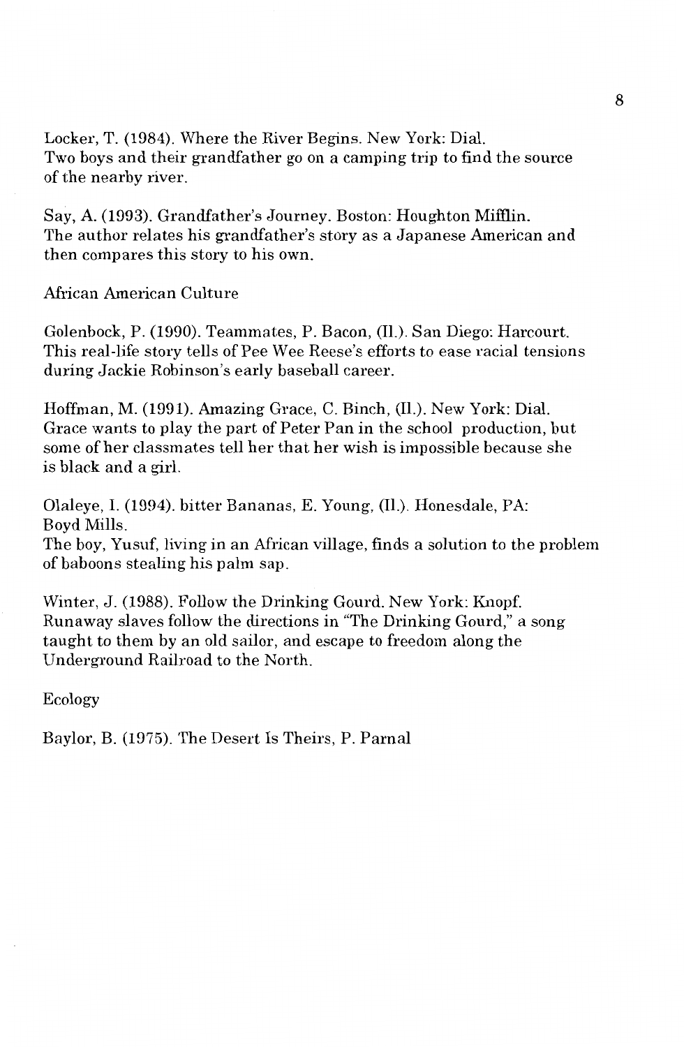Locker, T. (1984). Where the River Begins. New York: Dial.
Two boys and their grandfather go on a camping trip to find the source of the nearby river.

Say, A. (1993). Grandfather's Journey. Boston: Houghton Mifflin.
The author relates his grandfather's story as a Japanese American and then compares this story to his own.

African American Culture

Golenbock, P. (1990). Teammates, P. Bacon, (Il.). San Diego: Harcourt.
This real-life story tells of Pee Wee Reese's efforts to ease racial tensions during Jackie Robinson's early baseball career.

Hoffman, M. (1991). Amazing Grace, C. Binch, (Il.). New York: Dial.
Grace wants to play the part of Peter Pan in the school production, but some of her classmates tell her that her wish is impossible because she is black and a girl.

Olaleye, I. (1994). bitter Bananas, E. Young, (Il.). Honesdale, PA: Boyd Mills.
The boy, Yusuf, living in an African village, finds a solution to the problem of baboons stealing his palm sap.

Winter, J. (1988). Follow the Drinking Gourd. New York: Knopf.
Runaway slaves follow the directions in "The Drinking Gourd," a song taught to them by an old sailor, and escape to freedom along the Underground Railroad to the North.

Ecology

Baylor, B. (1975). The Desert Is Theirs, P. Parnal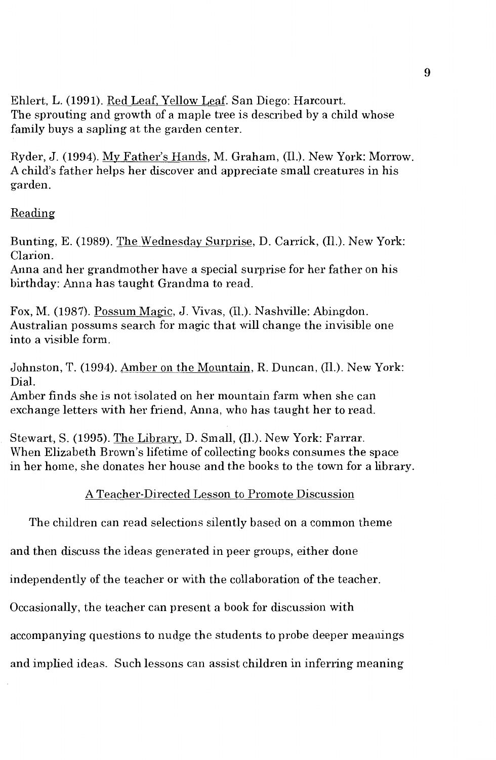Ehlert, L. (1991). Red Leaf, Yellow Leaf. San Diego: Harcourt.
The sprouting and growth of a maple tree is described by a child whose family buys a sapling at the garden center.

Ryder, J. (1994). My Father's Hands, M. Graham, (Il.). New York: Morrow.
A child's father helps her discover and appreciate small creatures in his garden.

Reading

Bunting, E. (1989). The Wednesday Surprise, D. Carrick, (Il.). New York: Clarion.
Anna and her grandmother have a special surprise for her father on his birthday: Anna has taught Grandma to read.

Fox, M. (1987). Possum Magic, J. Vivas, (Il.). Nashville: Abingdon.
Australian possums search for magic that will change the invisible one into a visible form.

Johnston, T. (1994). Amber on the Mountain, R. Duncan, (Il.). New York: Dial.
Amber finds she is not isolated on her mountain farm when she can exchange letters with her friend, Anna, who has taught her to read.

Stewart, S. (1995). The Library, D. Small, (Il.). New York: Farrar.
When Elizabeth Brown's lifetime of collecting books consumes the space in her home, she donates her house and the books to the town for a library.

## A Teacher-Directed Lesson to Promote Discussion

The children can read selections silently based on a common theme and then discuss the ideas generated in peer groups, either done independently of the teacher or with the collaboration of the teacher. Occasionally, the teacher can present a book for discussion with accompanying questions to nudge the students to probe deeper meanings and implied ideas. Such lessons can assist children in inferring meaning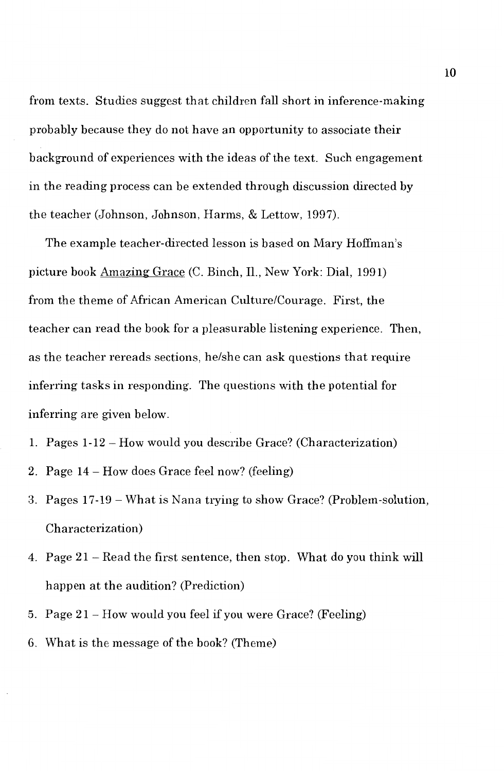from texts. Studies suggest that children fall short in inference-making probably because they do not have an opportunity to associate their background of experiences with the ideas of the text. Such engagement in the reading process can be extended through discussion directed by the teacher (Johnson, Johnson, Harms, & Lettow, 1997).

The example teacher-directed lesson is based on Mary Hoffman's picture book Amazing Grace (C. Binch, Il., New York: Dial, 1991) from the theme of African American Culture/Courage. First, the teacher can read the book for a pleasurable listening experience. Then, as the teacher rereads sections, he/she can ask questions that require inferring tasks in responding. The questions with the potential for inferring are given below.

1. Pages 1-12 – How would you describe Grace? (Characterization)
2. Page 14 – How does Grace feel now? (feeling)
3. Pages 17-19 – What is Nana trying to show Grace? (Problem-solution, Characterization)
4. Page 21 – Read the first sentence, then stop. What do you think will happen at the audition? (Prediction)
5. Page 21 – How would you feel if you were Grace? (Feeling)
6. What is the message of the book? (Theme)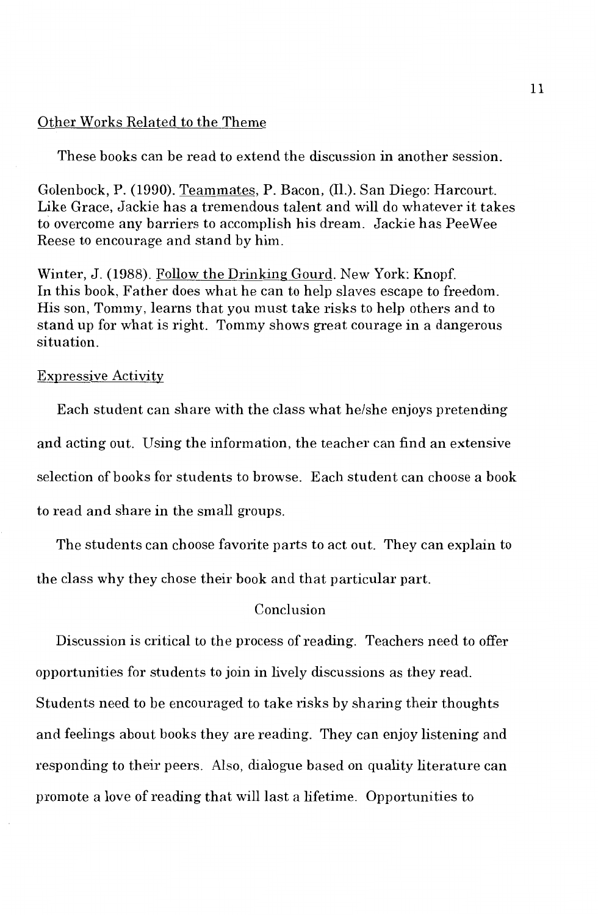Other Works Related to the Theme

These books can be read to extend the discussion in another session.

Golenbock, P. (1990). Teammates, P. Bacon, (Il.). San Diego: Harcourt. Like Grace, Jackie has a tremendous talent and will do whatever it takes to overcome any barriers to accomplish his dream. Jackie has PeeWee Reese to encourage and stand by him.

Winter, J. (1988). Follow the Drinking Gourd. New York: Knopf. In this book, Father does what he can to help slaves escape to freedom. His son, Tommy, learns that you must take risks to help others and to stand up for what is right. Tommy shows great courage in a dangerous situation.

Expressive Activity

Each student can share with the class what he/she enjoys pretending and acting out. Using the information, the teacher can find an extensive selection of books for students to browse. Each student can choose a book to read and share in the small groups.

The students can choose favorite parts to act out. They can explain to the class why they chose their book and that particular part.

## Conclusion

Discussion is critical to the process of reading. Teachers need to offer opportunities for students to join in lively discussions as they read. Students need to be encouraged to take risks by sharing their thoughts and feelings about books they are reading. They can enjoy listening and responding to their peers. Also, dialogue based on quality literature can promote a love of reading that will last a lifetime. Opportunities to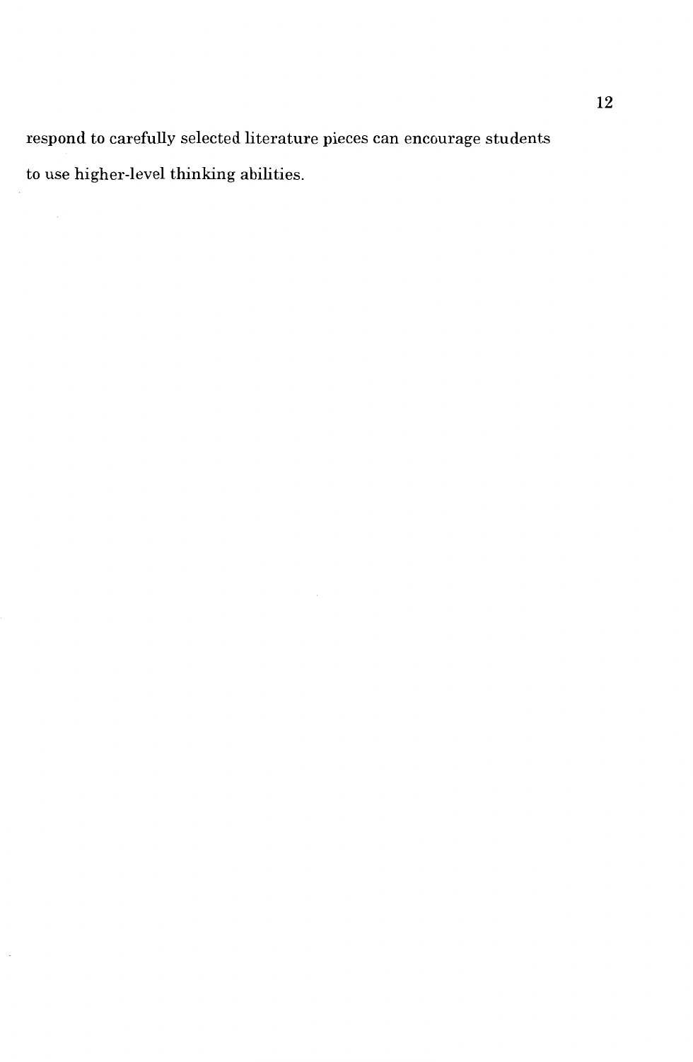respond to carefully selected literature pieces can encourage students to use higher-level thinking abilities.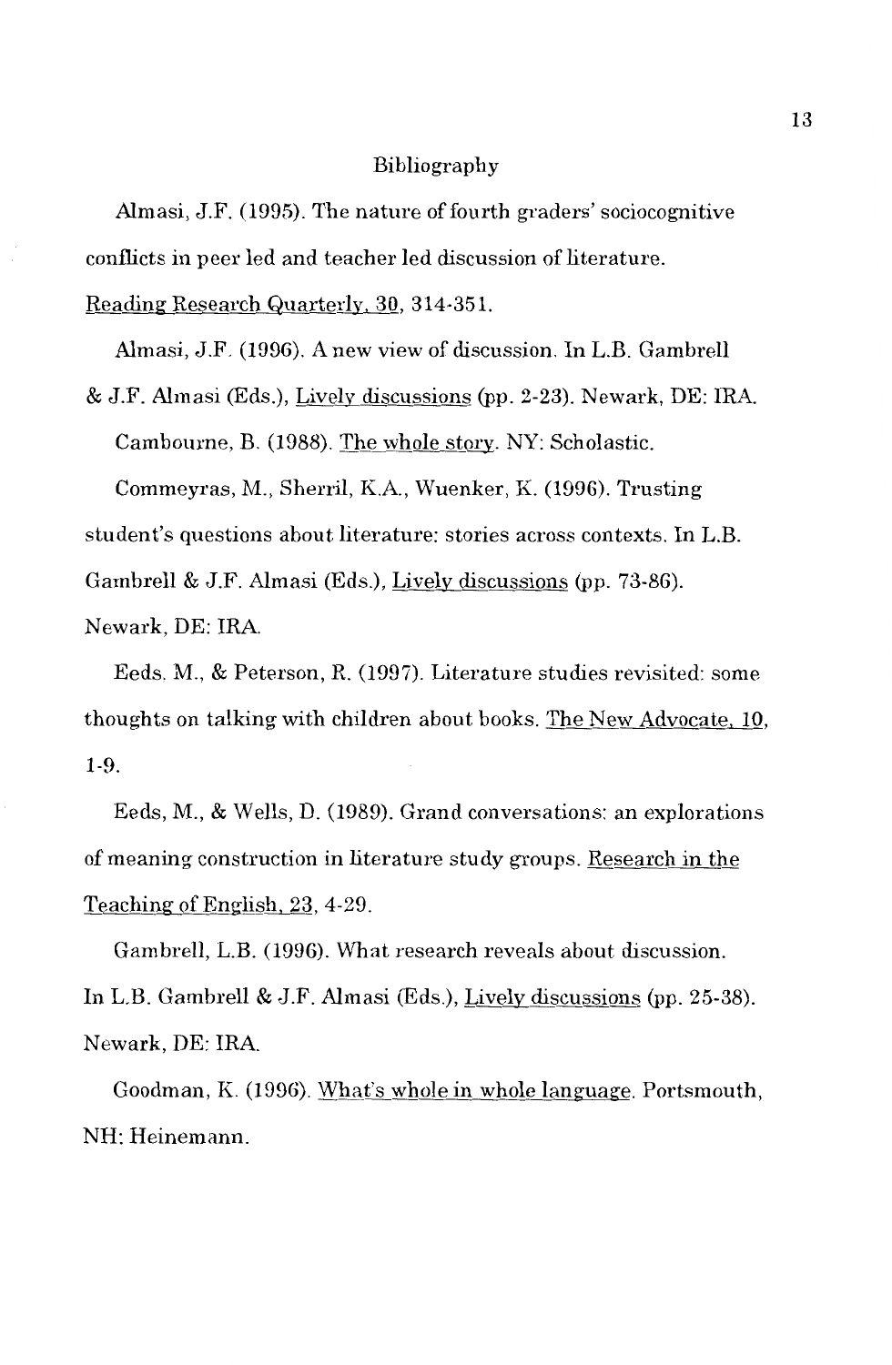# Bibliography

Almasi, J.F. (1995). The nature of fourth graders' sociocognitive conflicts in peer led and teacher led discussion of literature. Reading Research Quarterly, 30, 314-351.

Almasi, J.F. (1996). A new view of discussion. In L.B. Gambrell & J.F. Almasi (Eds.), Lively discussions (pp. 2-23). Newark, DE: IRA.

Cambourne, B. (1988). The whole story. NY: Scholastic.

Commeyras, M., Sherril, K.A., Wuenker, K. (1996). Trusting student's questions about literature: stories across contexts. In L.B. Gambrell & J.F. Almasi (Eds.), Lively discussions (pp. 73-86). Newark, DE: IRA.

Eeds. M., & Peterson, R. (1997). Literature studies revisited: some thoughts on talking with children about books. The New Advocate, 10, 1-9.

Eeds, M., & Wells, D. (1989). Grand conversations: an explorations of meaning construction in literature study groups. Research in the Teaching of English, 23, 4-29.

Gambrell, L.B. (1996). What research reveals about discussion. In L.B. Gambrell & J.F. Almasi (Eds.), Lively discussions (pp. 25-38). Newark, DE: IRA.

Goodman, K. (1996). What's whole in whole language. Portsmouth, NH: Heinemann.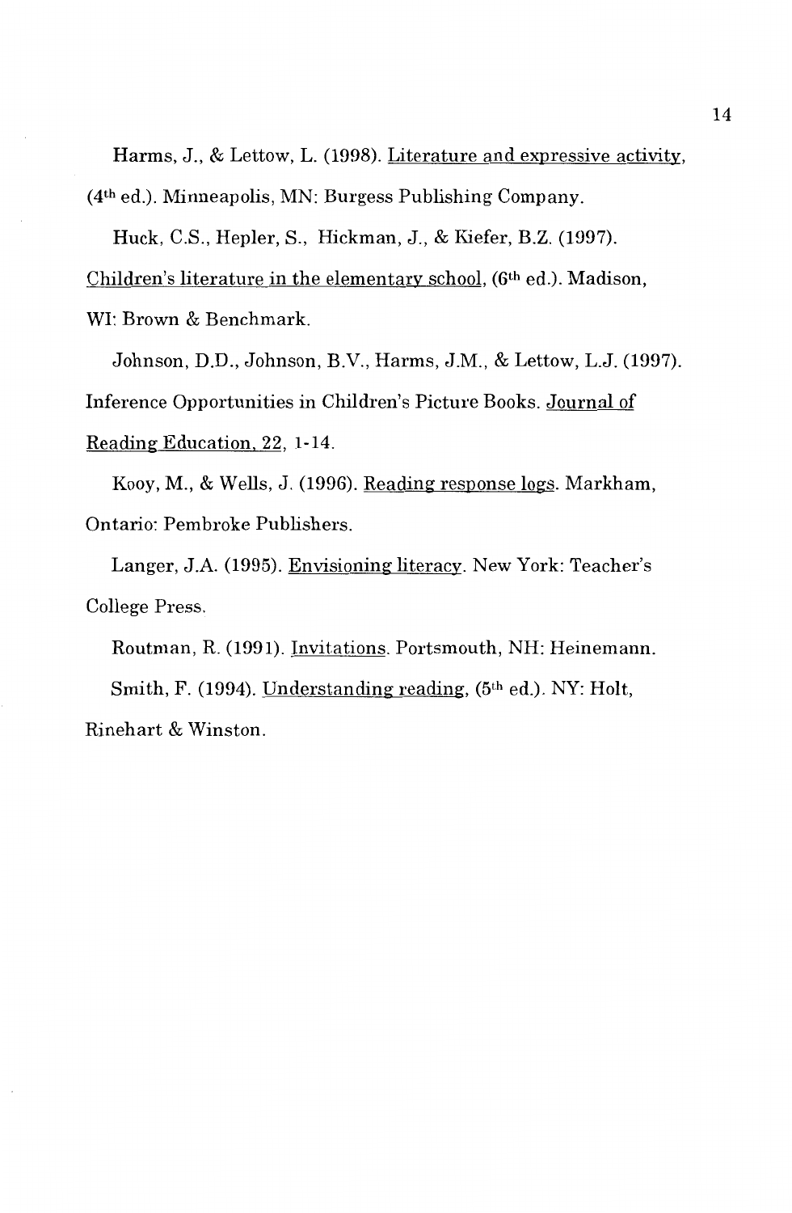Harms, J., & Lettow, L. (1998). Literature and expressive activity, (4th ed.). Minneapolis, MN: Burgess Publishing Company.

Huck, C.S., Hepler, S., Hickman, J., & Kiefer, B.Z. (1997). Children's literature in the elementary school, (6th ed.). Madison, WI: Brown & Benchmark.

Johnson, D.D., Johnson, B.V., Harms, J.M., & Lettow, L.J. (1997). Inference Opportunities in Children's Picture Books. Journal of Reading Education, 22, 1-14.

Kooy, M., & Wells, J. (1996). Reading response logs. Markham, Ontario: Pembroke Publishers.

Langer, J.A. (1995). Envisioning literacy. New York: Teacher's College Press.

Routman, R. (1991). Invitations. Portsmouth, NH: Heinemann.

Smith, F. (1994). Understanding reading, (5th ed.). NY: Holt, Rinehart & Winston.